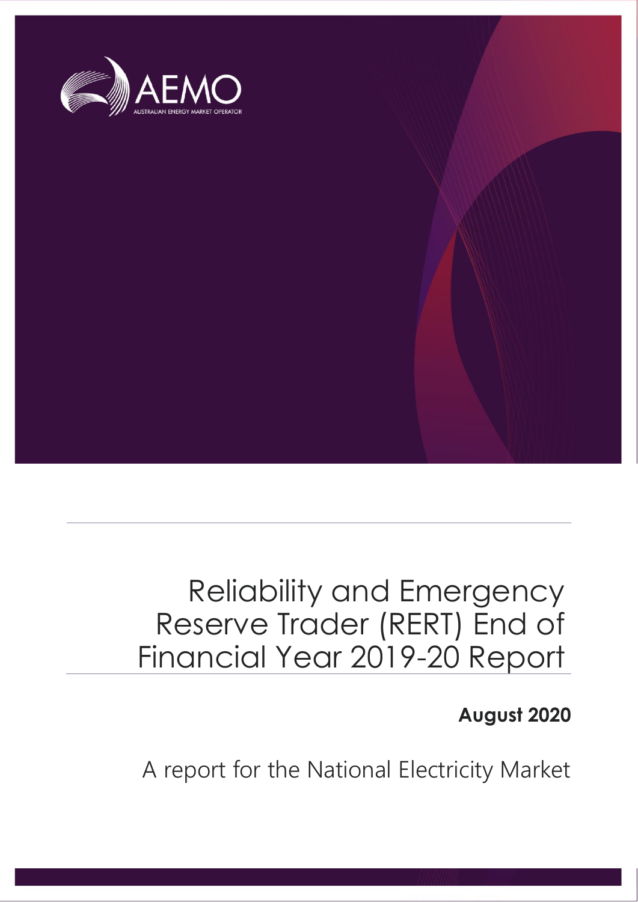AEMO

AUSTRALIAN ENERGY MARKET OPERATOR

# Reliability and Emergency Reserve Trader (RERT) End of Financial Year 2019-20 Report

**August 2020**

A report for the National Electricity Market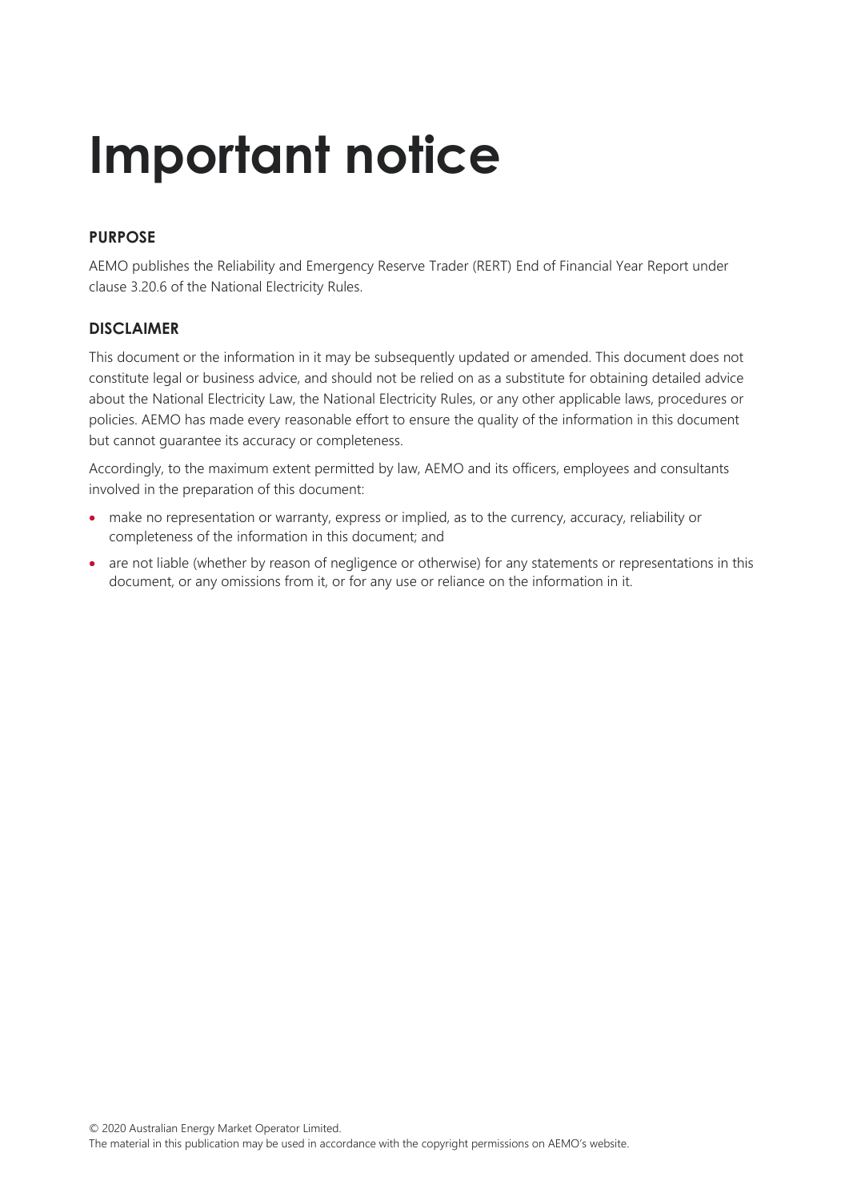# Important notice

## PURPOSE

AEMO publishes the Reliability and Emergency Reserve Trader (RERT) End of Financial Year Report under clause 3.20.6 of the National Electricity Rules.

## DISCLAIMER

This document or the information in it may be subsequently updated or amended. This document does not constitute legal or business advice, and should not be relied on as a substitute for obtaining detailed advice about the National Electricity Law, the National Electricity Rules, or any other applicable laws, procedures or policies. AEMO has made every reasonable effort to ensure the quality of the information in this document but cannot guarantee its accuracy or completeness.

Accordingly, to the maximum extent permitted by law, AEMO and its officers, employees and consultants involved in the preparation of this document:

- make no representation or warranty, express or implied, as to the currency, accuracy, reliability or completeness of the information in this document; and
- are not liable (whether by reason of negligence or otherwise) for any statements or representations in this document, or any omissions from it, or for any use or reliance on the information in it.

© 2020 Australian Energy Market Operator Limited.
The material in this publication may be used in accordance with the copyright permissions on AEMO's website.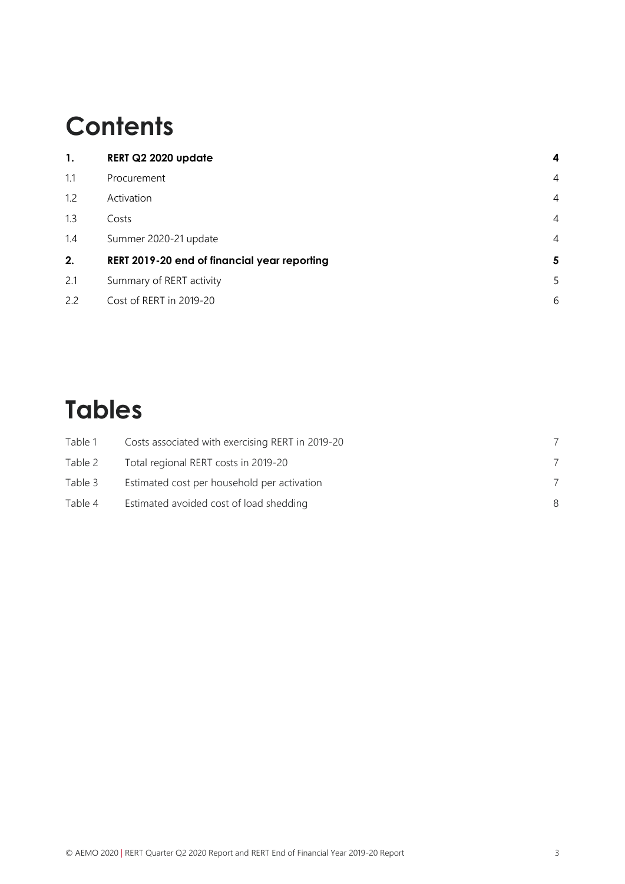# Contents

| | | |
|---|---|---|
| **1.** | **RERT Q2 2020 update** | **4** |
| 1.1 | Procurement | 4 |
| 1.2 | Activation | 4 |
| 1.3 | Costs | 4 |
| 1.4 | Summer 2020-21 update | 4 |
| **2.** | **RERT 2019-20 end of financial year reporting** | **5** |
| 2.1 | Summary of RERT activity | 5 |
| 2.2 | Cost of RERT in 2019-20 | 6 |

# Tables

| | | |
|---|---|---|
| Table 1 | Costs associated with exercising RERT in 2019-20 | 7 |
| Table 2 | Total regional RERT costs in 2019-20 | 7 |
| Table 3 | Estimated cost per household per activation | 7 |
| Table 4 | Estimated avoided cost of load shedding | 8 |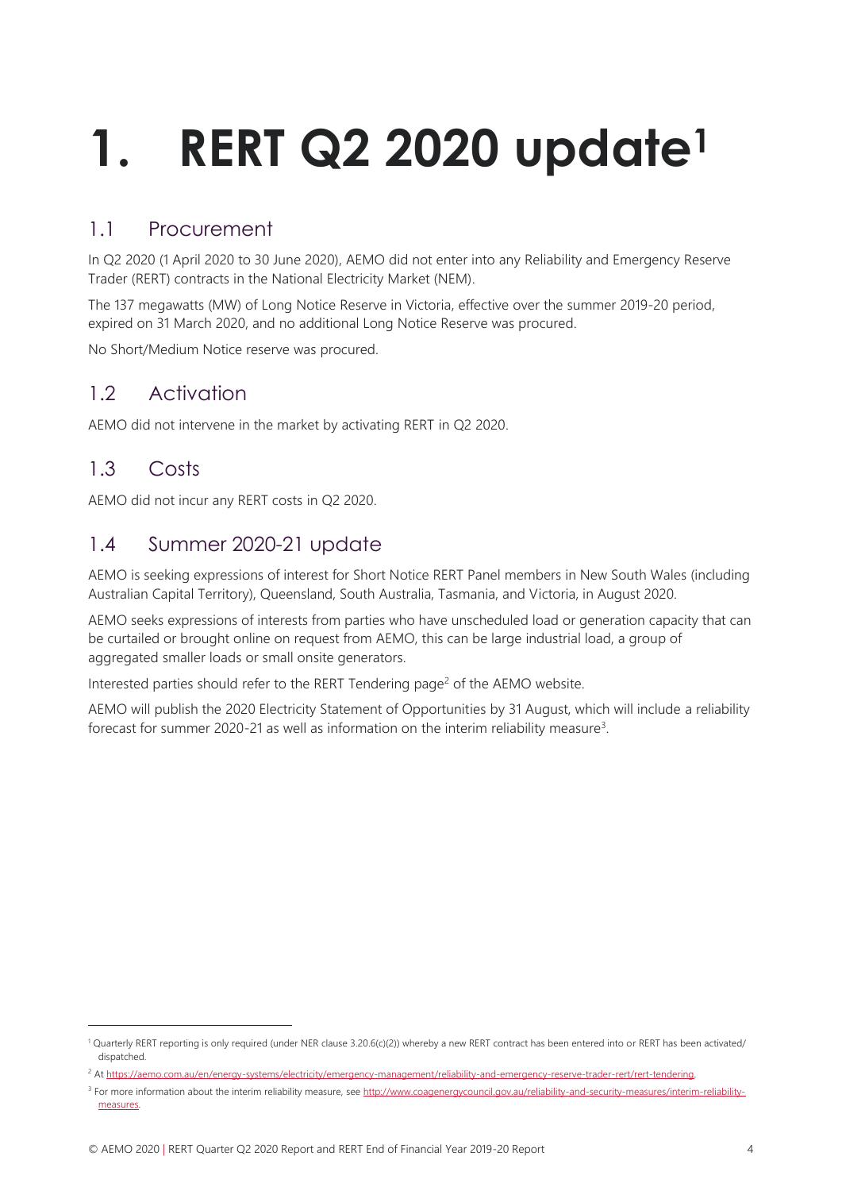# 1. RERT Q2 2020 update[1]

## 1.1 Procurement

In Q2 2020 (1 April 2020 to 30 June 2020), AEMO did not enter into any Reliability and Emergency Reserve Trader (RERT) contracts in the National Electricity Market (NEM).

The 137 megawatts (MW) of Long Notice Reserve in Victoria, effective over the summer 2019-20 period, expired on 31 March 2020, and no additional Long Notice Reserve was procured.

No Short/Medium Notice reserve was procured.

## 1.2 Activation

AEMO did not intervene in the market by activating RERT in Q2 2020.

## 1.3 Costs

AEMO did not incur any RERT costs in Q2 2020.

## 1.4 Summer 2020-21 update

AEMO is seeking expressions of interest for Short Notice RERT Panel members in New South Wales (including Australian Capital Territory), Queensland, South Australia, Tasmania, and Victoria, in August 2020.

AEMO seeks expressions of interests from parties who have unscheduled load or generation capacity that can be curtailed or brought online on request from AEMO, this can be large industrial load, a group of aggregated smaller loads or small onsite generators.

Interested parties should refer to the RERT Tendering page[2] of the AEMO website.

AEMO will publish the 2020 Electricity Statement of Opportunities by 31 August, which will include a reliability forecast for summer 2020-21 as well as information on the interim reliability measure[3].

---

[1] Quarterly RERT reporting is only required (under NER clause 3.20.6(c)(2)) whereby a new RERT contract has been entered into or RERT has been activated/ dispatched.

[2] At https://aemo.com.au/en/energy-systems/electricity/emergency-management/reliability-and-emergency-reserve-trader-rert/rert-tendering.

[3] For more information about the interim reliability measure, see http://www.coagenergycouncil.gov.au/reliability-and-security-measures/interim-reliability-measures.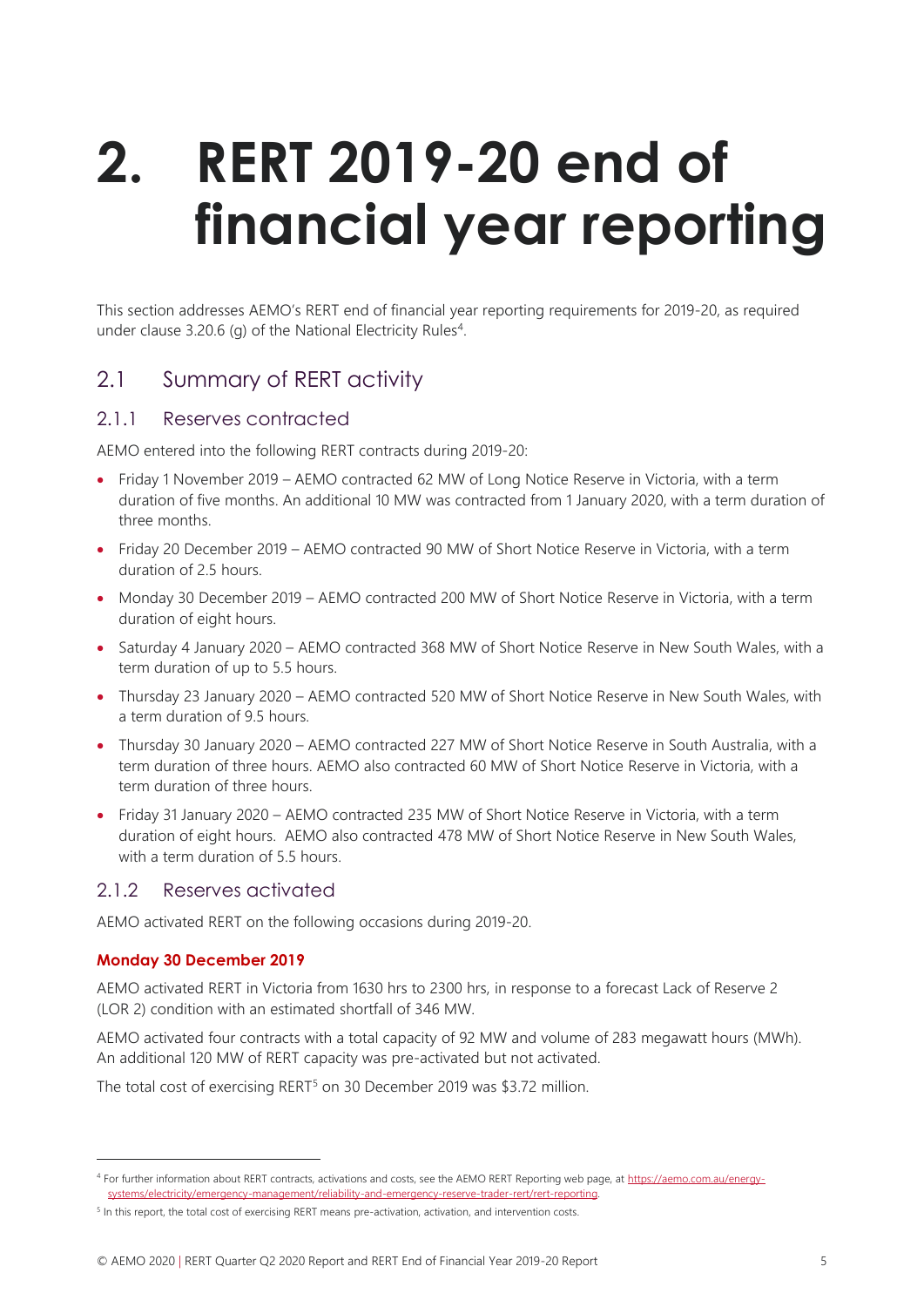# 2. RERT 2019-20 end of financial year reporting

This section addresses AEMO's RERT end of financial year reporting requirements for 2019-20, as required under clause 3.20.6 (g) of the National Electricity Rules[4].

## 2.1 Summary of RERT activity

### 2.1.1 Reserves contracted

AEMO entered into the following RERT contracts during 2019-20:

- Friday 1 November 2019 – AEMO contracted 62 MW of Long Notice Reserve in Victoria, with a term duration of five months. An additional 10 MW was contracted from 1 January 2020, with a term duration of three months.
- Friday 20 December 2019 – AEMO contracted 90 MW of Short Notice Reserve in Victoria, with a term duration of 2.5 hours.
- Monday 30 December 2019 – AEMO contracted 200 MW of Short Notice Reserve in Victoria, with a term duration of eight hours.
- Saturday 4 January 2020 – AEMO contracted 368 MW of Short Notice Reserve in New South Wales, with a term duration of up to 5.5 hours.
- Thursday 23 January 2020 – AEMO contracted 520 MW of Short Notice Reserve in New South Wales, with a term duration of 9.5 hours.
- Thursday 30 January 2020 – AEMO contracted 227 MW of Short Notice Reserve in South Australia, with a term duration of three hours. AEMO also contracted 60 MW of Short Notice Reserve in Victoria, with a term duration of three hours.
- Friday 31 January 2020 – AEMO contracted 235 MW of Short Notice Reserve in Victoria, with a term duration of eight hours. AEMO also contracted 478 MW of Short Notice Reserve in New South Wales, with a term duration of 5.5 hours.

### 2.1.2 Reserves activated

AEMO activated RERT on the following occasions during 2019-20.

**Monday 30 December 2019**

AEMO activated RERT in Victoria from 1630 hrs to 2300 hrs, in response to a forecast Lack of Reserve 2 (LOR 2) condition with an estimated shortfall of 346 MW.

AEMO activated four contracts with a total capacity of 92 MW and volume of 283 megawatt hours (MWh). An additional 120 MW of RERT capacity was pre-activated but not activated.

The total cost of exercising RERT[5] on 30 December 2019 was $3.72 million.

---

[4] For further information about RERT contracts, activations and costs, see the AEMO RERT Reporting web page, at https://aemo.com.au/energy-systems/electricity/emergency-management/reliability-and-emergency-reserve-trader-rert/rert-reporting.

[5] In this report, the total cost of exercising RERT means pre-activation, activation, and intervention costs.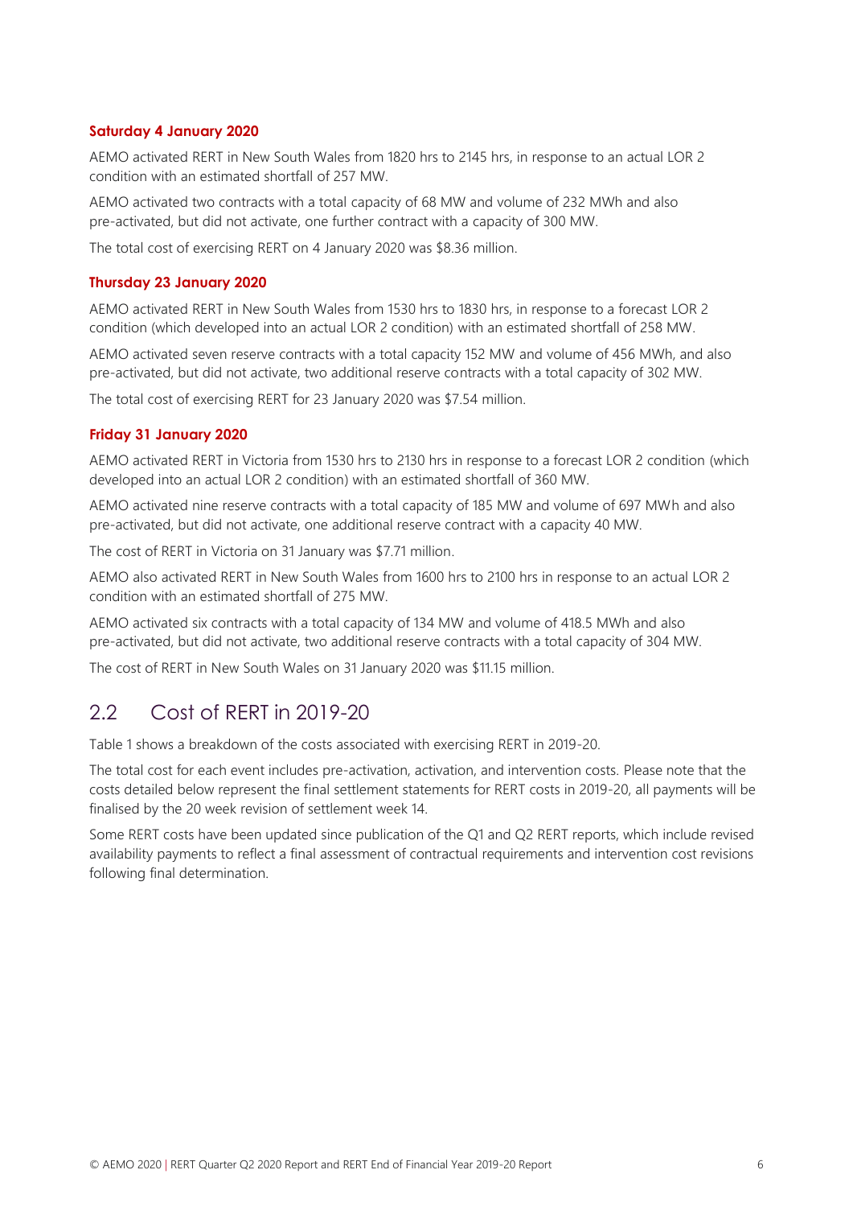#### Saturday 4 January 2020

AEMO activated RERT in New South Wales from 1820 hrs to 2145 hrs, in response to an actual LOR 2 condition with an estimated shortfall of 257 MW.

AEMO activated two contracts with a total capacity of 68 MW and volume of 232 MWh and also pre-activated, but did not activate, one further contract with a capacity of 300 MW.

The total cost of exercising RERT on 4 January 2020 was $8.36 million.

#### Thursday 23 January 2020

AEMO activated RERT in New South Wales from 1530 hrs to 1830 hrs, in response to a forecast LOR 2 condition (which developed into an actual LOR 2 condition) with an estimated shortfall of 258 MW.

AEMO activated seven reserve contracts with a total capacity 152 MW and volume of 456 MWh, and also pre-activated, but did not activate, two additional reserve contracts with a total capacity of 302 MW.

The total cost of exercising RERT for 23 January 2020 was $7.54 million.

#### Friday 31 January 2020

AEMO activated RERT in Victoria from 1530 hrs to 2130 hrs in response to a forecast LOR 2 condition (which developed into an actual LOR 2 condition) with an estimated shortfall of 360 MW.

AEMO activated nine reserve contracts with a total capacity of 185 MW and volume of 697 MWh and also pre-activated, but did not activate, one additional reserve contract with a capacity 40 MW.

The cost of RERT in Victoria on 31 January was $7.71 million.

AEMO also activated RERT in New South Wales from 1600 hrs to 2100 hrs in response to an actual LOR 2 condition with an estimated shortfall of 275 MW.

AEMO activated six contracts with a total capacity of 134 MW and volume of 418.5 MWh and also pre-activated, but did not activate, two additional reserve contracts with a total capacity of 304 MW.

The cost of RERT in New South Wales on 31 January 2020 was $11.15 million.

## 2.2 Cost of RERT in 2019-20

Table 1 shows a breakdown of the costs associated with exercising RERT in 2019-20.

The total cost for each event includes pre-activation, activation, and intervention costs. Please note that the costs detailed below represent the final settlement statements for RERT costs in 2019-20, all payments will be finalised by the 20 week revision of settlement week 14.

Some RERT costs have been updated since publication of the Q1 and Q2 RERT reports, which include revised availability payments to reflect a final assessment of contractual requirements and intervention cost revisions following final determination.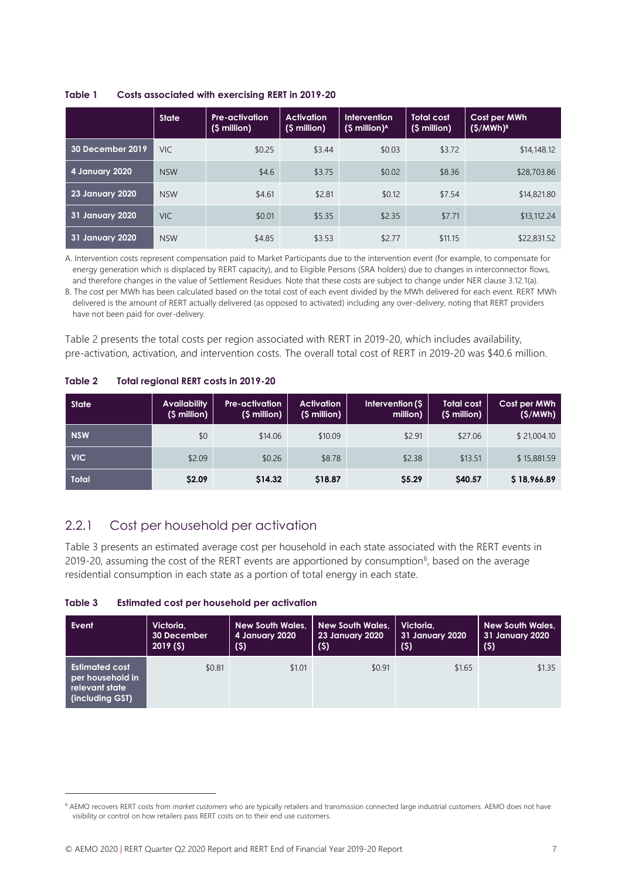**Table 1 Costs associated with exercising RERT in 2019-20**

| | State | Pre-activation ($ million) | Activation ($ million) | Intervention ($ million)[A] | Total cost ($ million) | Cost per MWh ($/MWh)[B] |
|---|---|---|---|---|---|---|
| 30 December 2019 | VIC | $0.25 | $3.44 | $0.03 | $3.72 | $14,148.12 |
| 4 January 2020 | NSW | $4.6 | $3.75 | $0.02 | $8.36 | $28,703.86 |
| 23 January 2020 | NSW | $4.61 | $2.81 | $0.12 | $7.54 | $14,821.80 |
| 31 January 2020 | VIC | $0.01 | $5.35 | $2.35 | $7.71 | $13,112.24 |
| 31 January 2020 | NSW | $4.85 | $3.53 | $2.77 | $11.15 | $22,831.52 |

A. Intervention costs represent compensation paid to Market Participants due to the intervention event (for example, to compensate for energy generation which is displaced by RERT capacity), and to Eligible Persons (SRA holders) due to changes in interconnector flows, and therefore changes in the value of Settlement Residues. Note that these costs are subject to change under NER clause 3.12.1(a).

B. The cost per MWh has been calculated based on the total cost of each event divided by the MWh delivered for each event. RERT MWh delivered is the amount of RERT actually delivered (as opposed to activated) including any over-delivery, noting that RERT providers have not been paid for over-delivery.

Table 2 presents the total costs per region associated with RERT in 2019-20, which includes availability, pre-activation, activation, and intervention costs. The overall total cost of RERT in 2019-20 was $40.6 million.

**Table 2 Total regional RERT costs in 2019-20**

| State | Availability ($ million) | Pre-activation ($ million) | Activation ($ million) | Intervention ($ million) | Total cost ($ million) | Cost per MWh ($/MWh) |
|---|---|---|---|---|---|---|
| NSW | $0 | $14.06 | $10.09 | $2.91 | $27.06 | $ 21,004.10 |
| VIC | $2.09 | $0.26 | $8.78 | $2.38 | $13.51 | $ 15,881.59 |
| **Total** | **$2.09** | **$14.32** | **$18.87** | **$5.29** | **$40.57** | **$ 18,966.89** |

## 2.2.1 Cost per household per activation

Table 3 presents an estimated average cost per household in each state associated with the RERT events in 2019-20, assuming the cost of the RERT events are apportioned by consumption[6], based on the average residential consumption in each state as a portion of total energy in each state.

**Table 3 Estimated cost per household per activation**

| Event | Victoria, 30 December 2019 ($) | New South Wales, 4 January 2020 ($) | New South Wales, 23 January 2020 ($) | Victoria, 31 January 2020 ($) | New South Wales, 31 January 2020 ($) |
|---|---|---|---|---|---|
| Estimated cost per household in relevant state (including GST) | $0.81 | $1.01 | $0.91 | $1.65 | $1.35 |

[6] AEMO recovers RERT costs from *market customers* who are typically retailers and transmission connected large industrial customers. AEMO does not have visibility or control on how retailers pass RERT costs on to their end use customers.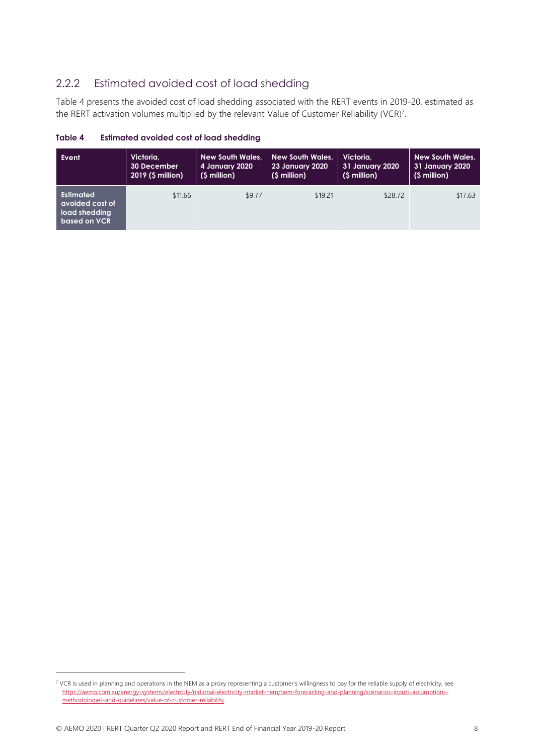### 2.2.2 Estimated avoided cost of load shedding

Table 4 presents the avoided cost of load shedding associated with the RERT events in 2019-20, estimated as the RERT activation volumes multiplied by the relevant Value of Customer Reliability (VCR)[7].

**Table 4 Estimated avoided cost of load shedding**

| Event | Victoria, 30 December 2019 ($ million) | New South Wales, 4 January 2020 ($ million) | New South Wales, 23 January 2020 ($ million) | Victoria, 31 January 2020 ($ million) | New South Wales, 31 January 2020 ($ million) |
|---|---|---|---|---|---|
| Estimated avoided cost of load shedding based on VCR | $11.66 | $9.77 | $19.21 | $28.72 | $17.63 |

[7] VCR is used in planning and operations in the NEM as a proxy representing a customer's willingness to pay for the reliable supply of electricity, see https://aemo.com.au/energy-systems/electricity/national-electricity-market-nem/nem-forecasting-and-planning/scenarios-inputs-assumptions-methodologies-and-guidelines/value-of-customer-reliability.